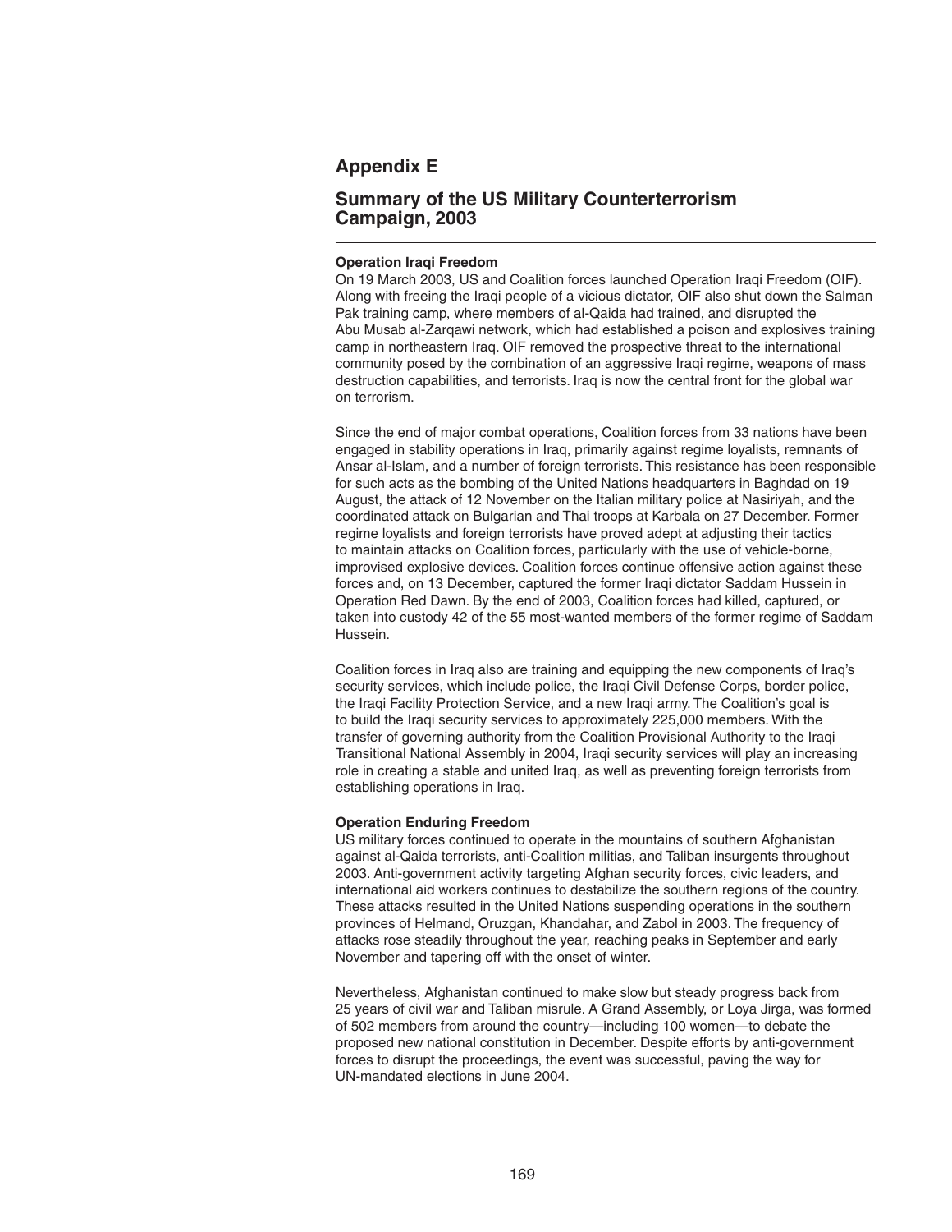# Appendix E

## Summary of the US Military Counterterrorism Campaign, 2003

---

**Operation Iraqi Freedom**

On 19 March 2003, US and Coalition forces launched Operation Iraqi Freedom (OIF). Along with freeing the Iraqi people of a vicious dictator, OIF also shut down the Salman Pak training camp, where members of al-Qaida had trained, and disrupted the Abu Musab al-Zarqawi network, which had established a poison and explosives training camp in northeastern Iraq. OIF removed the prospective threat to the international community posed by the combination of an aggressive Iraqi regime, weapons of mass destruction capabilities, and terrorists. Iraq is now the central front for the global war on terrorism.

Since the end of major combat operations, Coalition forces from 33 nations have been engaged in stability operations in Iraq, primarily against regime loyalists, remnants of Ansar al-Islam, and a number of foreign terrorists. This resistance has been responsible for such acts as the bombing of the United Nations headquarters in Baghdad on 19 August, the attack of 12 November on the Italian military police at Nasiriyah, and the coordinated attack on Bulgarian and Thai troops at Karbala on 27 December. Former regime loyalists and foreign terrorists have proved adept at adjusting their tactics to maintain attacks on Coalition forces, particularly with the use of vehicle-borne, improvised explosive devices. Coalition forces continue offensive action against these forces and, on 13 December, captured the former Iraqi dictator Saddam Hussein in Operation Red Dawn. By the end of 2003, Coalition forces had killed, captured, or taken into custody 42 of the 55 most-wanted members of the former regime of Saddam Hussein.

Coalition forces in Iraq also are training and equipping the new components of Iraq's security services, which include police, the Iraqi Civil Defense Corps, border police, the Iraqi Facility Protection Service, and a new Iraqi army. The Coalition's goal is to build the Iraqi security services to approximately 225,000 members. With the transfer of governing authority from the Coalition Provisional Authority to the Iraqi Transitional National Assembly in 2004, Iraqi security services will play an increasing role in creating a stable and united Iraq, as well as preventing foreign terrorists from establishing operations in Iraq.

**Operation Enduring Freedom**

US military forces continued to operate in the mountains of southern Afghanistan against al-Qaida terrorists, anti-Coalition militias, and Taliban insurgents throughout 2003. Anti-government activity targeting Afghan security forces, civic leaders, and international aid workers continues to destabilize the southern regions of the country. These attacks resulted in the United Nations suspending operations in the southern provinces of Helmand, Oruzgan, Khandahar, and Zabol in 2003. The frequency of attacks rose steadily throughout the year, reaching peaks in September and early November and tapering off with the onset of winter.

Nevertheless, Afghanistan continued to make slow but steady progress back from 25 years of civil war and Taliban misrule. A Grand Assembly, or Loya Jirga, was formed of 502 members from around the country—including 100 women—to debate the proposed new national constitution in December. Despite efforts by anti-government forces to disrupt the proceedings, the event was successful, paving the way for UN-mandated elections in June 2004.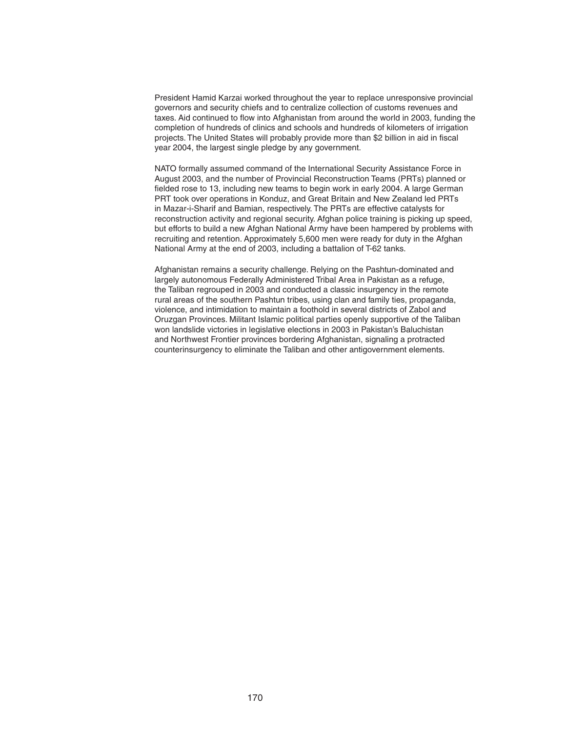President Hamid Karzai worked throughout the year to replace unresponsive provincial governors and security chiefs and to centralize collection of customs revenues and taxes. Aid continued to flow into Afghanistan from around the world in 2003, funding the completion of hundreds of clinics and schools and hundreds of kilometers of irrigation projects. The United States will probably provide more than $2 billion in aid in fiscal year 2004, the largest single pledge by any government.

NATO formally assumed command of the International Security Assistance Force in August 2003, and the number of Provincial Reconstruction Teams (PRTs) planned or fielded rose to 13, including new teams to begin work in early 2004. A large German PRT took over operations in Konduz, and Great Britain and New Zealand led PRTs in Mazar-i-Sharif and Bamian, respectively. The PRTs are effective catalysts for reconstruction activity and regional security. Afghan police training is picking up speed, but efforts to build a new Afghan National Army have been hampered by problems with recruiting and retention. Approximately 5,600 men were ready for duty in the Afghan National Army at the end of 2003, including a battalion of T-62 tanks.

Afghanistan remains a security challenge. Relying on the Pashtun-dominated and largely autonomous Federally Administered Tribal Area in Pakistan as a refuge, the Taliban regrouped in 2003 and conducted a classic insurgency in the remote rural areas of the southern Pashtun tribes, using clan and family ties, propaganda, violence, and intimidation to maintain a foothold in several districts of Zabol and Oruzgan Provinces. Militant Islamic political parties openly supportive of the Taliban won landslide victories in legislative elections in 2003 in Pakistan's Baluchistan and Northwest Frontier provinces bordering Afghanistan, signaling a protracted counterinsurgency to eliminate the Taliban and other antigovernment elements.